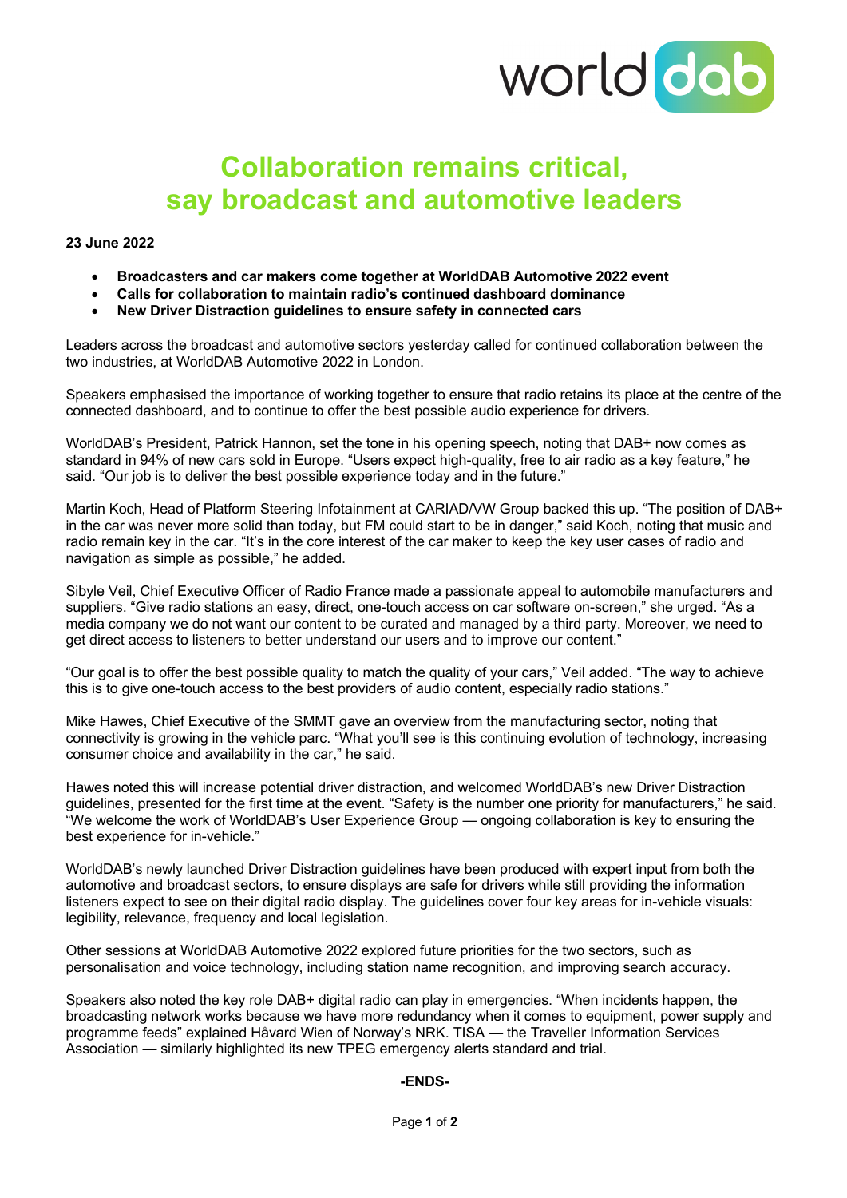# Collaboration remains critical, say broadcast and automotive leaders

**23 June 2022**

- **Broadcasters and car makers come together at WorldDAB Automotive 2022 event**
- **Calls for collaboration to maintain radio's continued dashboard dominance**
- **New Driver Distraction guidelines to ensure safety in connected cars**

Leaders across the broadcast and automotive sectors yesterday called for continued collaboration between the two industries, at WorldDAB Automotive 2022 in London.

Speakers emphasised the importance of working together to ensure that radio retains its place at the centre of the connected dashboard, and to continue to offer the best possible audio experience for drivers.

WorldDAB's President, Patrick Hannon, set the tone in his opening speech, noting that DAB+ now comes as standard in 94% of new cars sold in Europe. "Users expect high-quality, free to air radio as a key feature," he said. "Our job is to deliver the best possible experience today and in the future."

Martin Koch, Head of Platform Steering Infotainment at CARIAD/VW Group backed this up. "The position of DAB+ in the car was never more solid than today, but FM could start to be in danger," said Koch, noting that music and radio remain key in the car. "It's in the core interest of the car maker to keep the key user cases of radio and navigation as simple as possible," he added.

Sibyle Veil, Chief Executive Officer of Radio France made a passionate appeal to automobile manufacturers and suppliers. "Give radio stations an easy, direct, one-touch access on car software on-screen," she urged. "As a media company we do not want our content to be curated and managed by a third party. Moreover, we need to get direct access to listeners to better understand our users and to improve our content."

"Our goal is to offer the best possible quality to match the quality of your cars," Veil added. "The way to achieve this is to give one-touch access to the best providers of audio content, especially radio stations."

Mike Hawes, Chief Executive of the SMMT gave an overview from the manufacturing sector, noting that connectivity is growing in the vehicle parc. "What you'll see is this continuing evolution of technology, increasing consumer choice and availability in the car," he said.

Hawes noted this will increase potential driver distraction, and welcomed WorldDAB's new Driver Distraction guidelines, presented for the first time at the event. "Safety is the number one priority for manufacturers," he said. "We welcome the work of WorldDAB's User Experience Group — ongoing collaboration is key to ensuring the best experience for in-vehicle."

WorldDAB's newly launched Driver Distraction guidelines have been produced with expert input from both the automotive and broadcast sectors, to ensure displays are safe for drivers while still providing the information listeners expect to see on their digital radio display. The guidelines cover four key areas for in-vehicle visuals: legibility, relevance, frequency and local legislation.

Other sessions at WorldDAB Automotive 2022 explored future priorities for the two sectors, such as personalisation and voice technology, including station name recognition, and improving search accuracy.

Speakers also noted the key role DAB+ digital radio can play in emergencies. "When incidents happen, the broadcasting network works because we have more redundancy when it comes to equipment, power supply and programme feeds" explained Håvard Wien of Norway's NRK. TISA — the Traveller Information Services Association — similarly highlighted its new TPEG emergency alerts standard and trial.

**-ENDS-**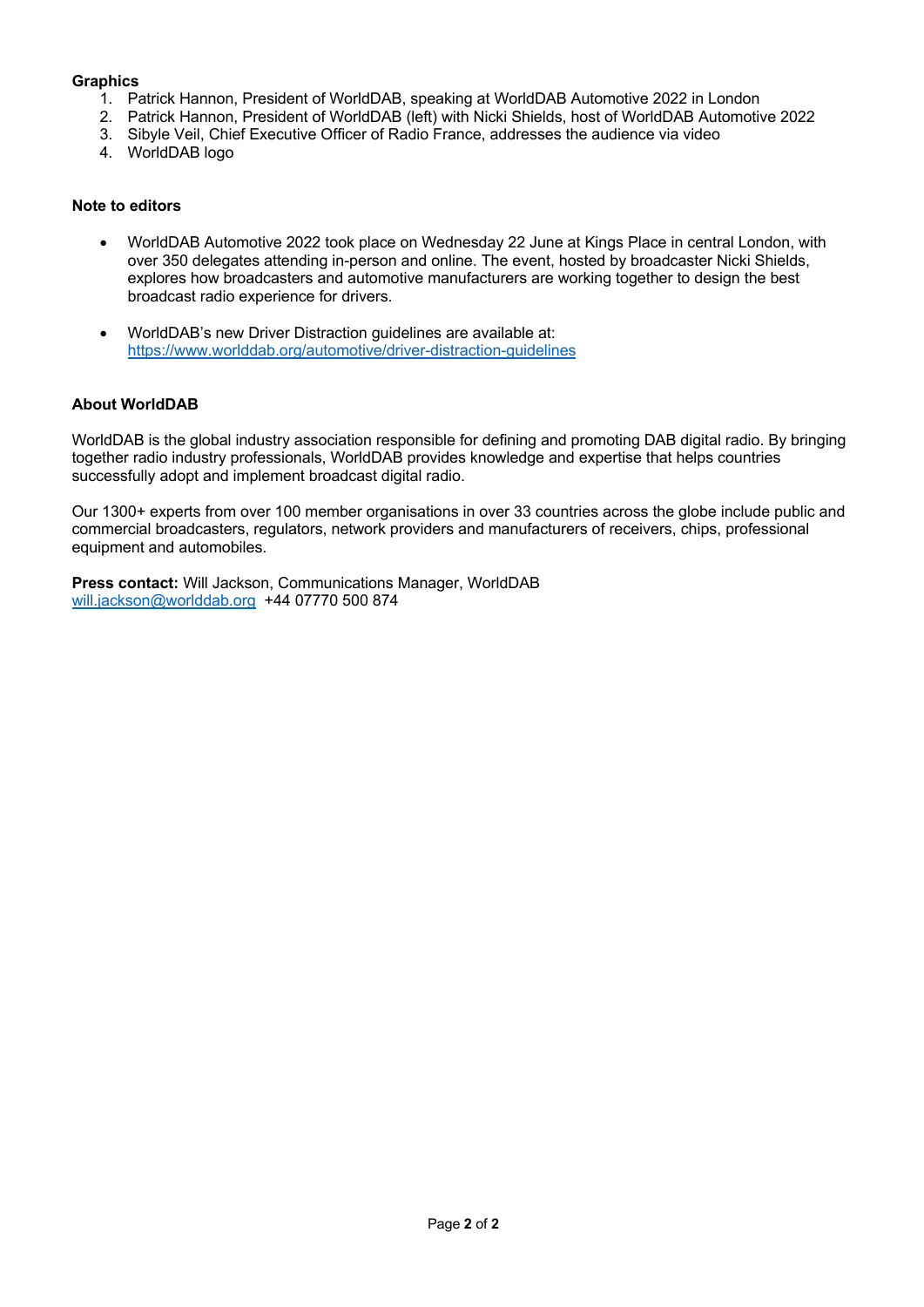**Graphics**

1. Patrick Hannon, President of WorldDAB, speaking at WorldDAB Automotive 2022 in London
2. Patrick Hannon, President of WorldDAB (left) with Nicki Shields, host of WorldDAB Automotive 2022
3. Sibyle Veil, Chief Executive Officer of Radio France, addresses the audience via video
4. WorldDAB logo

**Note to editors**

- WorldDAB Automotive 2022 took place on Wednesday 22 June at Kings Place in central London, with over 350 delegates attending in-person and online. The event, hosted by broadcaster Nicki Shields, explores how broadcasters and automotive manufacturers are working together to design the best broadcast radio experience for drivers.

- WorldDAB's new Driver Distraction guidelines are available at: https://www.worlddab.org/automotive/driver-distraction-guidelines

**About WorldDAB**

WorldDAB is the global industry association responsible for defining and promoting DAB digital radio. By bringing together radio industry professionals, WorldDAB provides knowledge and expertise that helps countries successfully adopt and implement broadcast digital radio.

Our 1300+ experts from over 100 member organisations in over 33 countries across the globe include public and commercial broadcasters, regulators, network providers and manufacturers of receivers, chips, professional equipment and automobiles.

**Press contact:** Will Jackson, Communications Manager, WorldDAB
will.jackson@worlddab.org +44 07770 500 874